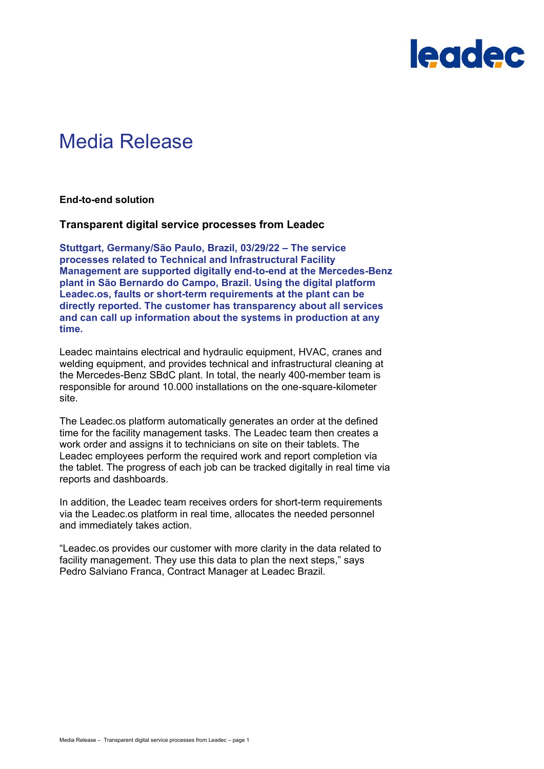# Media Release

**End-to-end solution**

## Transparent digital service processes from Leadec

**Stuttgart, Germany/São Paulo, Brazil, 03/29/22 – The service processes related to Technical and Infrastructural Facility Management are supported digitally end-to-end at the Mercedes-Benz plant in São Bernardo do Campo, Brazil. Using the digital platform Leadec.os, faults or short-term requirements at the plant can be directly reported. The customer has transparency about all services and can call up information about the systems in production at any time.**

Leadec maintains electrical and hydraulic equipment, HVAC, cranes and welding equipment, and provides technical and infrastructural cleaning at the Mercedes-Benz SBdC plant. In total, the nearly 400-member team is responsible for around 10.000 installations on the one-square-kilometer site.

The Leadec.os platform automatically generates an order at the defined time for the facility management tasks. The Leadec team then creates a work order and assigns it to technicians on site on their tablets. The Leadec employees perform the required work and report completion via the tablet. The progress of each job can be tracked digitally in real time via reports and dashboards.

In addition, the Leadec team receives orders for short-term requirements via the Leadec.os platform in real time, allocates the needed personnel and immediately takes action.

"Leadec.os provides our customer with more clarity in the data related to facility management. They use this data to plan the next steps," says Pedro Salviano Franca, Contract Manager at Leadec Brazil.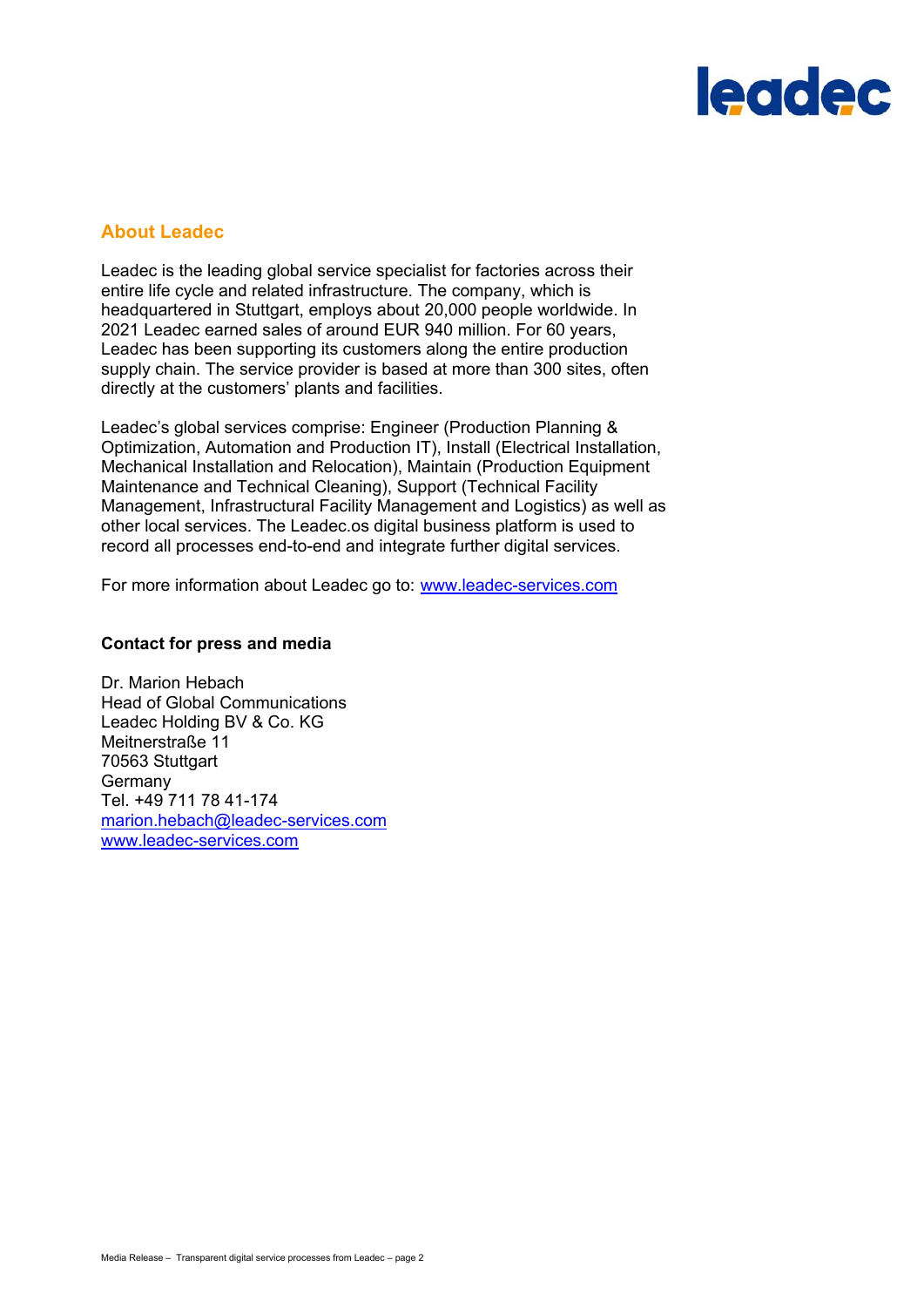## About Leadec

Leadec is the leading global service specialist for factories across their entire life cycle and related infrastructure. The company, which is headquartered in Stuttgart, employs about 20,000 people worldwide. In 2021 Leadec earned sales of around EUR 940 million. For 60 years, Leadec has been supporting its customers along the entire production supply chain. The service provider is based at more than 300 sites, often directly at the customers' plants and facilities.

Leadec's global services comprise: Engineer (Production Planning & Optimization, Automation and Production IT), Install (Electrical Installation, Mechanical Installation and Relocation), Maintain (Production Equipment Maintenance and Technical Cleaning), Support (Technical Facility Management, Infrastructural Facility Management and Logistics) as well as other local services. The Leadec.os digital business platform is used to record all processes end-to-end and integrate further digital services.

For more information about Leadec go to: www.leadec-services.com

**Contact for press and media**

Dr. Marion Hebach
Head of Global Communications
Leadec Holding BV & Co. KG
Meitnerstraße 11
70563 Stuttgart
Germany
Tel. +49 711 78 41-174
marion.hebach@leadec-services.com
www.leadec-services.com